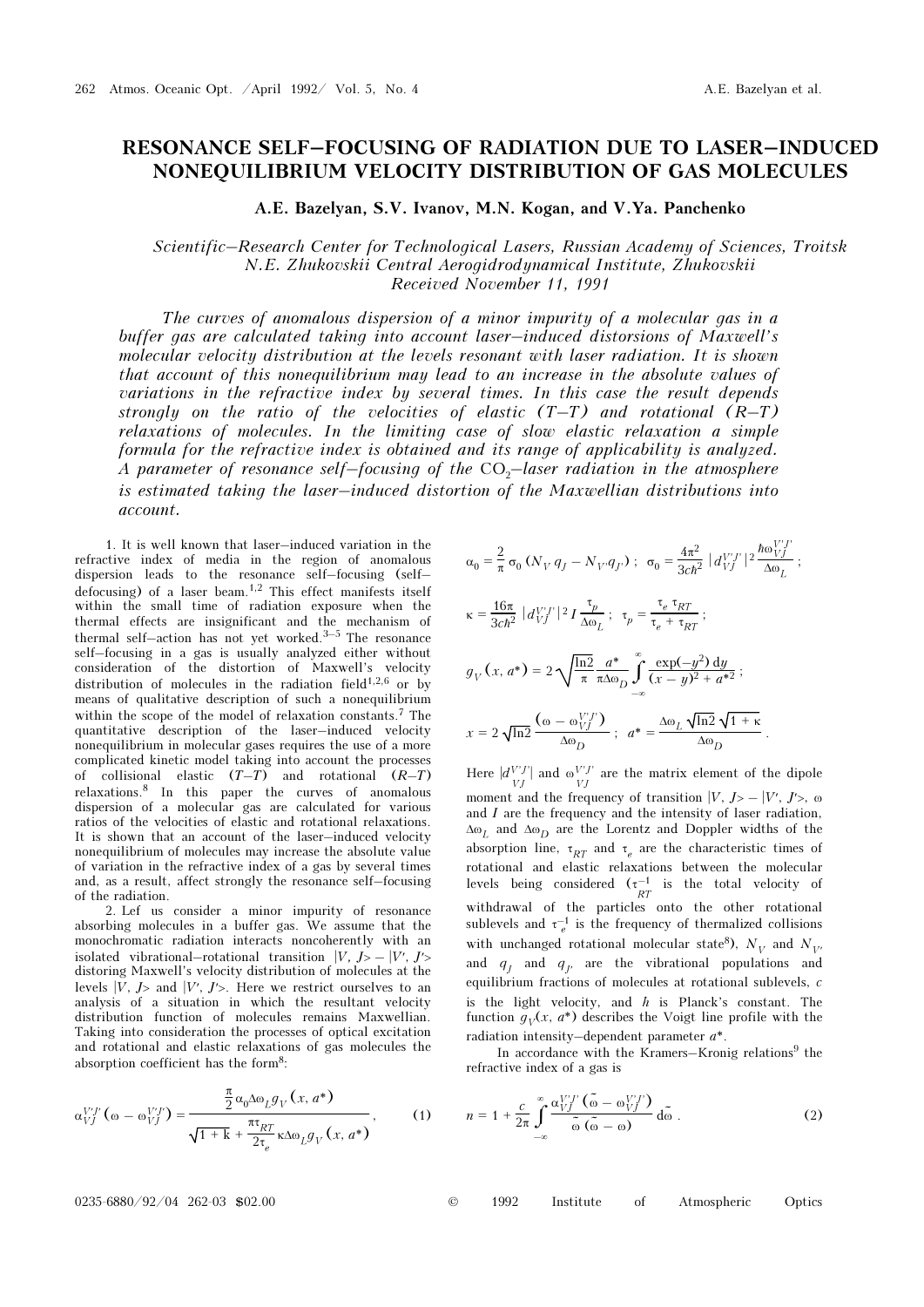# RESONANCE SELF–FOCUSING OF RADIATION DUE TO LASER–INDUCED NONEQUILIBRIUM VELOCITY DISTRIBUTION OF GAS MOLECULES

**A.E. Bazelyan, S.V. Ivanov, M.N. Kogan, and V.Ya. Panchenko**

*Scientific–Research Center for Technological Lasers, Russian Academy of Sciences, Troitsk*
*N.E. Zhukovskii Central Aerogidrodynamical Institute, Zhukovskii*
*Received November 11, 1991*

*The curves of anomalous dispersion of a minor impurity of a molecular gas in a buffer gas are calculated taking into account laser–induced distorsions of Maxwell's molecular velocity distribution at the levels resonant with laser radiation. It is shown that account of this nonequilibrium may lead to an increase in the absolute values of variations in the refractive index by several times. In this case the result depends strongly on the ratio of the velocities of elastic (T–T) and rotational (R–T) relaxations of molecules. In the limiting case of slow elastic relaxation a simple formula for the refractive index is obtained and its range of applicability is analyzed. A parameter of resonance self–focusing of the $CO_2$–laser radiation in the atmosphere is estimated taking the laser–induced distortion of the Maxwellian distributions into account.*

1. It is well known that laser–induced variation in the refractive index of media in the region of anomalous dispersion leads to the resonance self–focusing (self–defocusing) of a laser beam.[1,2] This effect manifests itself within the small time of radiation exposure when the thermal effects are insignificant and the mechanism of thermal self–action has not yet worked.[3–5] The resonance self–focusing in a gas is usually analyzed either without consideration of the distortion of Maxwell's velocity distribution of molecules in the radiation field[1,2,6] or by means of qualitative description of such a nonequilibrium within the scope of the model of relaxation constants.[7] The quantitative description of the laser–induced velocity nonequilibrium in molecular gases requires the use of a more complicated kinetic model taking into account the processes of collisional elastic (T–T) and rotational (R–T) relaxations.[8] In this paper the curves of anomalous dispersion of a molecular gas are calculated for various ratios of the velocities of elastic and rotational relaxations. It is shown that an account of the laser–induced velocity nonequilibrium of molecules may increase the absolute value of variation in the refractive index of a gas by several times and, as a result, affect strongly the resonance self–focusing of the radiation.

2. Lef us consider a minor impurity of resonance absorbing molecules in a buffer gas. We assume that the monochromatic radiation interacts noncoherently with an isolated vibrational–rotational transition $|V, J\rangle - |V', J'\rangle$ distoring Maxwell's velocity distribution of molecules at the levels $|V, J\rangle$ and $|V', J'\rangle$. Here we restrict ourselves to an analysis of a situation in which the resultant velocity distribution function of molecules remains Maxwellian. Taking into consideration the processes of optical excitation and rotational and elastic relaxations of gas molecules the absorption coefficient has the form[8]:

$$\alpha_{VJ}^{V'J'}(\omega - \omega_{VJ}^{V'J'}) = \frac{\frac{\pi}{2}\alpha_0 \Delta\omega_L g_V(x, a^*)}{\sqrt{1 + \kappa} + \frac{\pi \tau_{RT}}{2\tau_e}\kappa \Delta\omega_L g_V(x, a^*)}, \qquad (1)$$

$$\alpha_0 = \frac{2}{\pi}\sigma_0 (N_V q_J - N_{V'} q_{J'}) ; \quad \sigma_0 = \frac{4\pi^2}{3c\hbar^2} |d_{VJ}^{V'J'}|^2 \frac{\hbar\omega_{VJ}^{V'J'}}{\Delta\omega_L} ;$$

$$\kappa = \frac{16\pi}{3c\hbar^2} |d_{VJ}^{V'J'}|^2 I \frac{\tau_p}{\Delta\omega_L} ; \quad \tau_p = \frac{\tau_e \tau_{RT}}{\tau_e + \tau_{RT}} ;$$

$$g_V(x, a^*) = 2\sqrt{\frac{\ln 2}{\pi}} \frac{a^*}{\pi \Delta\omega_D} \int_{-\infty}^{\infty} \frac{\exp(-y^2)\, dy}{(x - y)^2 + a^{*2}} ;$$

$$x = 2\sqrt{\ln 2}\, \frac{(\omega - \omega_{VJ}^{V'J'})}{\Delta\omega_D} ; \quad a^* = \frac{\Delta\omega_L \sqrt{\ln 2}\sqrt{1 + \kappa}}{\Delta\omega_D} .$$

Here $|d_{VJ}^{V'J'}|$ and $\omega_{VJ}^{V'J'}$ are the matrix element of the dipole moment and the frequency of transition $|V, J\rangle - |V', J'\rangle$, $\omega$ and $I$ are the frequency and the intensity of laser radiation, $\Delta\omega_L$ and $\Delta\omega_D$ are the Lorentz and Doppler widths of the absorption line, $\tau_{RT}$ and $\tau_e$ are the characteristic times of rotational and elastic relaxations between the molecular levels being considered ($\tau_{RT}^{-1}$ is the total velocity of withdrawal of the particles onto the other rotational sublevels and $\tau_e^{-1}$ is the frequency of thermalized collisions with unchanged rotational molecular state[8]), $N_V$ and $N_{V'}$ and $q_J$ and $q_{J'}$ are the vibrational populations and equilibrium fractions of molecules at rotational sublevels, $c$ is the light velocity, and $h$ is Planck's constant. The function $g_V(x, a^*)$ describes the Voigt line profile with the radiation intensity–dependent parameter $a^*$.

In accordance with the Kramers–Kronig relations[9] the refractive index of a gas is

$$n = 1 + \frac{c}{2\pi} \int_{-\infty}^{\infty} \frac{\alpha_{VJ}^{V'J'}(\tilde{\omega} - \omega_{VJ}^{V'J'})}{\tilde{\omega}(\tilde{\omega} - \omega)} d\tilde{\omega} . \qquad (2)$$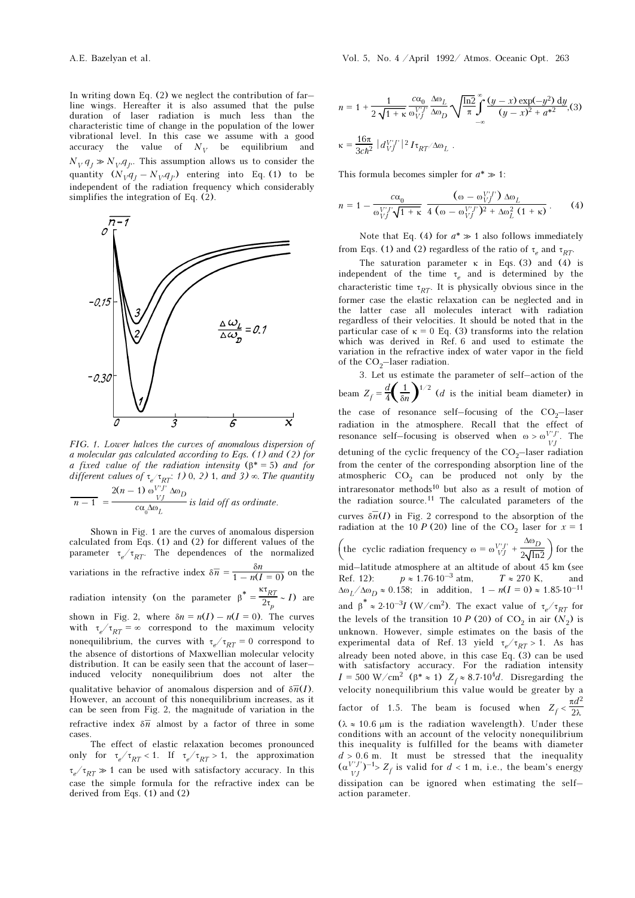In writing down Eq. (2) we neglect the contribution of far–line wings. Hereafter it is also assumed that the pulse duration of laser radiation is much less than the characteristic time of change in the population of the lower vibrational level. In this case we assume with a good accuracy the value of $N_V$ be equilibrium and $N_V q_J \gg N_{V'} q_{J'}$. This assumption allows us to consider the quantity $(N_V q_J - N_{V'} q_{J'})$ entering into Eq. (1) to be independent of the radiation frequency which considerably simplifies the integration of Eq. (2).

*FIG. 1. Lower halves the curves of anomalous dispersion of a molecular gas calculated according to Eqs. (1) and (2) for a fixed value of the radiation intensity ($\beta^* = 5$) and for different values of $\tau_e/\tau_{RT}$: 1) 0, 2) 1, and 3) $\infty$. The quantity $\overline{n-1} = \dfrac{2(n-1)\,\omega_{VJ}^{V'J'}\,\Delta\omega_D}{c\alpha_0\Delta\omega_L}$ is laid off as ordinate.*

Shown in Fig. 1 are the curves of anomalous dispersion calculated from Eqs. (1) and (2) for different values of the parameter $\tau_e/\tau_{RT}$. The dependences of the normalized variations in the refractive index $\delta\bar{n} = \dfrac{\delta n}{1 - n(I = 0)}$ on the radiation intensity (on the parameter $\beta^* = \dfrac{\kappa\tau_{RT}}{2\tau_p} \sim I$) are shown in Fig. 2, where $\delta n = n(I) - n(I = 0)$. The curves with $\tau_e/\tau_{RT} = \infty$ correspond to the maximum velocity nonequilibrium, the curves with $\tau_e/\tau_{RT} = 0$ correspond to the absence of distortions of Maxwellian molecular velocity distribution. It can be easily seen that the account of laser–induced velocity nonequilibrium does not alter the qualitative behavior of anomalous dispersion and of $\delta\bar{n}(I)$. However, an account of this nonequilibrium increases, as it can be seen from Fig. 2, the magnitude of variation in the refractive index $\delta\bar{n}$ almost by a factor of three in some cases.

The effect of elastic relaxation becomes pronounced only for $\tau_e/\tau_{RT} < 1$. If $\tau_e/\tau_{RT} > 1$, the approximation $\tau_e/\tau_{RT} \gg 1$ can be used with satisfactory accuracy. In this case the simple formula for the refractive index can be derived from Eqs. (1) and (2)

$$n = 1 + \frac{1}{2\sqrt{1+\kappa}}\frac{c\alpha_0}{\omega_{VJ}^{V'J'}}\frac{\Delta\omega_L}{\Delta\omega_D}\sqrt{\frac{\ln 2}{\pi}}\int\limits_{-\infty}^{\infty}\frac{(y-x)\exp(-y^2)\,\mathrm{d}y}{(y-x)^2 + a^{*2}}, \quad (3)$$

$$\kappa = \frac{16\pi}{3c\hbar^2}\left|d_{VJ}^{V'J'}\right|^2 I\tau_{RT}/\Delta\omega_L .$$

This formula becomes simpler for $a^* \gg 1$:

$$n = 1 - \frac{c\alpha_0}{\omega_{VJ}^{V'J'}\sqrt{1+\kappa}}\;\frac{\left(\omega - \omega_{VJ}^{V'J'}\right)\Delta\omega_L}{4\left(\omega - \omega_{VJ}^{V'J'}\right)^2 + \Delta\omega_L^2\,(1+\kappa)}. \quad (4)$$

Note that Eq. (4) for $a^* \gg 1$ also follows immediately from Eqs. (1) and (2) regardless of the ratio of $\tau_e$ and $\tau_{RT}$.

The saturation parameter $\kappa$ in Eqs. (3) and (4) is independent of the time $\tau_e$ and is determined by the characteristic time $\tau_{RT}$. It is physically obvious since in the former case the elastic relaxation can be neglected and in the latter case all molecules interact with radiation regardless of their velocities. It should be noted that in the particular case of $\kappa = 0$ Eq. (3) transforms into the relation which was derived in Ref. 6 and used to estimate the variation in the refractive index of water vapor in the field of the $CO_2$–laser radiation.

3. Let us estimate the parameter of self–action of the beam $Z_f = \dfrac{d}{4}\left(\dfrac{1}{\delta n}\right)^{1/2}$ ($d$ is the initial beam diameter) in the case of resonance self–focusing of the $CO_2$–laser radiation in the atmosphere. Recall that the effect of resonance self–focusing is observed when $\omega > \omega_{VJ}^{V'J'}$. The detuning of the cyclic frequency of the $CO_2$–laser radiation from the center of the corresponding absorption line of the atmospheric $CO_2$ can be produced not only by the intraresonator methods[10] but also as a result of motion of the radiation source.[11] The calculated parameters of the curves $\delta\bar{n}(I)$ in Fig. 2 correspond to the absorption of the radiation at the 10 $P$ (20) line of the $CO_2$ laser for $x = 1$ $\left(\text{the cyclic radiation frequency } \omega = \omega_{VJ}^{V'J'} + \dfrac{\Delta\omega_D}{2\sqrt{\ln 2}}\right)$ for the mid–latitude atmosphere at an altitude of about 45 km (see Ref. 12): $p \approx 1.76\cdot10^{-3}$ atm, $T \approx 270$ K, and $\Delta\omega_L/\Delta\omega_D \approx 0.158$; in addition, $1 - n(I = 0) \approx 1.85\cdot10^{-11}$ and $\beta^* \approx 2\cdot10^{-3} I$ (W/cm$^2$). The exact value of $\tau_e/\tau_{RT}$ for the levels of the transition 10 $P$ (20) of $CO_2$ in air ($N_2$) is unknown. However, simple estimates on the basis of the experimental data of Ref. 13 yield $\tau_e/\tau_{RT} > 1$. As has already been noted above, in this case Eq. (3) can be used with satisfactory accuracy. For the radiation intensity $I = 500$ W/cm$^2$ ($\beta^* \approx 1$) $Z_f \approx 8.7\cdot10^4 d$. Disregarding the velocity nonequilibrium this value would be greater by a factor of 1.5. The beam is focused when $Z_f < \dfrac{\pi d^2}{2\lambda}$ ($\lambda \approx 10.6$ μm is the radiation wavelength). Under these conditions with an account of the velocity nonequilibrium this inequality is fulfilled for the beams with diameter $d > 0.6$ m. It must be stressed that the inequality $(\alpha_{VJ}^{V'J'})^{-1} > Z_f$ is valid for $d < 1$ m, i.e., the beam's energy dissipation can be ignored when estimating the self–action parameter.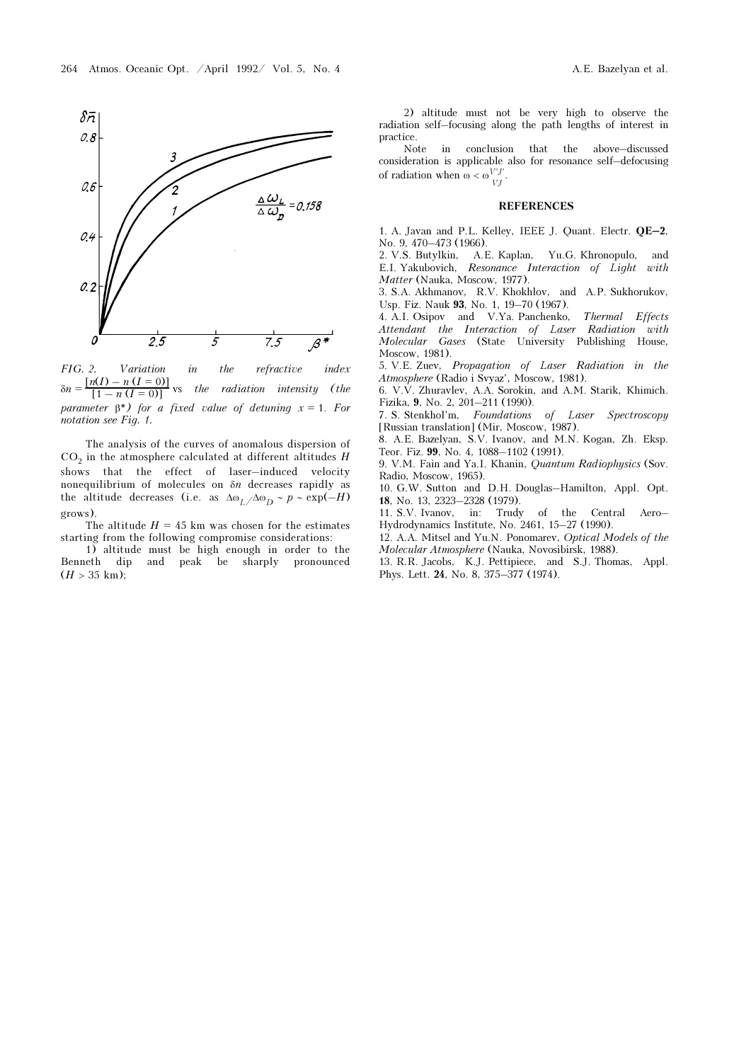δn̄

0.8

0.6

0.4

0.2

0

2.5

5

7.5

β*

3

2

1

$\frac{\Delta\omega_L}{\Delta\omega_D} = 0.158$

*FIG. 2. Variation in the refractive index* $\delta n = \frac{[n(I) - n(I = 0)]}{[1 - n(I = 0)]}$ vs *the radiation intensity (the parameter* $\beta^*$*) for a fixed value of detuning* $x = 1$. *For notation see Fig. 1.*

The analysis of the curves of anomalous dispersion of $CO_2$ in the atmosphere calculated at different altitudes $H$ shows that the effect of laser–induced velocity nonequilibrium of molecules on $\delta n$ decreases rapidly as the altitude decreases (i.e. as $\Delta\omega_L/\Delta\omega_D \sim p \sim \exp(-H)$ grows).

The altitude $H = 45$ km was chosen for the estimates starting from the following compromise considerations:

1) altitude must be high enough in order to the Benneth dip and peak be sharply pronounced ($H > 35$ km);

2) altitude must not be very high to observe the radiation self–focusing along the path lengths of interest in practice.

Note in conclusion that the above–discussed consideration is applicable also for resonance self–defocusing of radiation when $\omega < \omega_{VJ}^{V'J'}$.

## REFERENCES

1. A. Javan and P.L. Kelley, IEEE J. Quant. Electr. **QE–2**, No. 9, 470–473 (1966).
2. V.S. Butylkin, A.E. Kaplan, Yu.G. Khronopulo, and E.I. Yakubovich, *Resonance Interaction of Light with Matter* (Nauka, Moscow, 1977).
3. S.A. Akhmanov, R.V. Khokhlov, and A.P. Sukhorukov, Usp. Fiz. Nauk **93**, No. 1, 19–70 (1967).
4. A.I. Osipov and V.Ya. Panchenko, *Thermal Effects Attendant the Interaction of Laser Radiation with Molecular Gases* (State University Publishing House, Moscow, 1981).
5. V.E. Zuev, *Propagation of Laser Radiation in the Atmosphere* (Radio i Svyaz', Moscow, 1981).
6. V.V. Zhuravlev, A.A. Sorokin, and A.M. Starik, Khimich. Fizika, **9**, No. 2, 201–211 (1990).
7. S. Stenkhol'm, *Foundations of Laser Spectroscopy* [Russian translation] (Mir, Moscow, 1987).
8. A.E. Bazelyan, S.V. Ivanov, and M.N. Kogan, Zh. Eksp. Teor. Fiz. **99**, No. 4, 1088–1102 (1991).
9. V.M. Fain and Ya.I. Khanin, *Quantum Radiophysics* (Sov. Radio, Moscow, 1965).
10. G.W. Sutton and D.H. Douglas–Hamilton, Appl. Opt. **18**, No. 13, 2323–2328 (1979).
11. S.V. Ivanov, in: Trudy of the Central Aero–Hydrodynamics Institute, No. 2461, 15–27 (1990).
12. A.A. Mitsel and Yu.N. Ponomarev, *Optical Models of the Molecular Atmosphere* (Nauka, Novosibirsk, 1988).
13. R.R. Jacobs, K.J. Pettipiece, and S.J. Thomas, Appl. Phys. Lett. **24**, No. 8, 375–377 (1974).